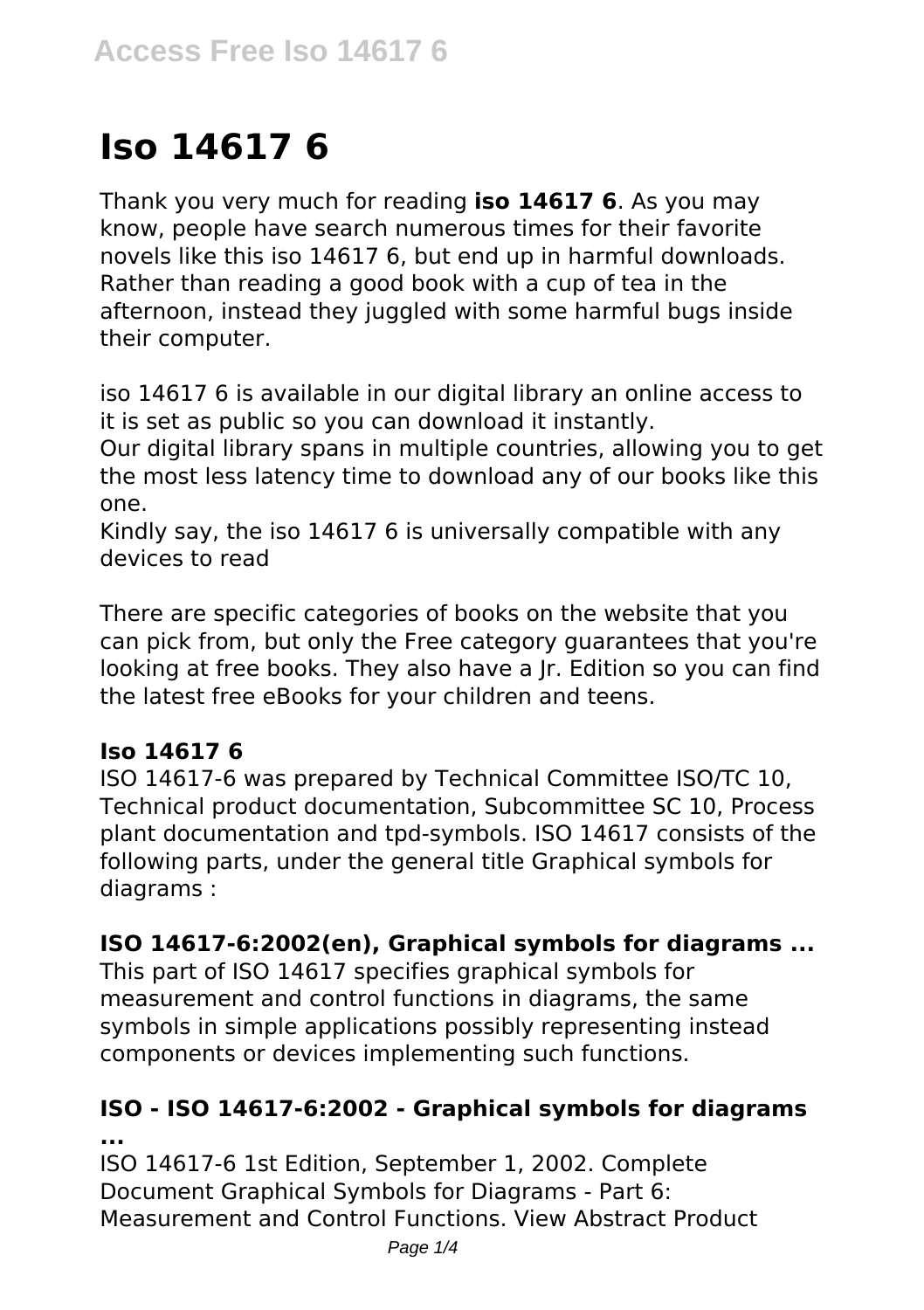# Iso 14617 6

Thank you very much for reading **iso 14617 6**. As you may know, people have search numerous times for their favorite novels like this iso 14617 6, but end up in harmful downloads. Rather than reading a good book with a cup of tea in the afternoon, instead they juggled with some harmful bugs inside their computer.

iso 14617 6 is available in our digital library an online access to it is set as public so you can download it instantly.
Our digital library spans in multiple countries, allowing you to get the most less latency time to download any of our books like this one.
Kindly say, the iso 14617 6 is universally compatible with any devices to read

There are specific categories of books on the website that you can pick from, but only the Free category guarantees that you're looking at free books. They also have a Jr. Edition so you can find the latest free eBooks for your children and teens.

### Iso 14617 6

ISO 14617-6 was prepared by Technical Committee ISO/TC 10, Technical product documentation, Subcommittee SC 10, Process plant documentation and tpd-symbols. ISO 14617 consists of the following parts, under the general title Graphical symbols for diagrams :

### ISO 14617-6:2002(en), Graphical symbols for diagrams ...

This part of ISO 14617 specifies graphical symbols for measurement and control functions in diagrams, the same symbols in simple applications possibly representing instead components or devices implementing such functions.

### ISO - ISO 14617-6:2002 - Graphical symbols for diagrams ...

ISO 14617-6 1st Edition, September 1, 2002. Complete Document Graphical Symbols for Diagrams - Part 6: Measurement and Control Functions. View Abstract Product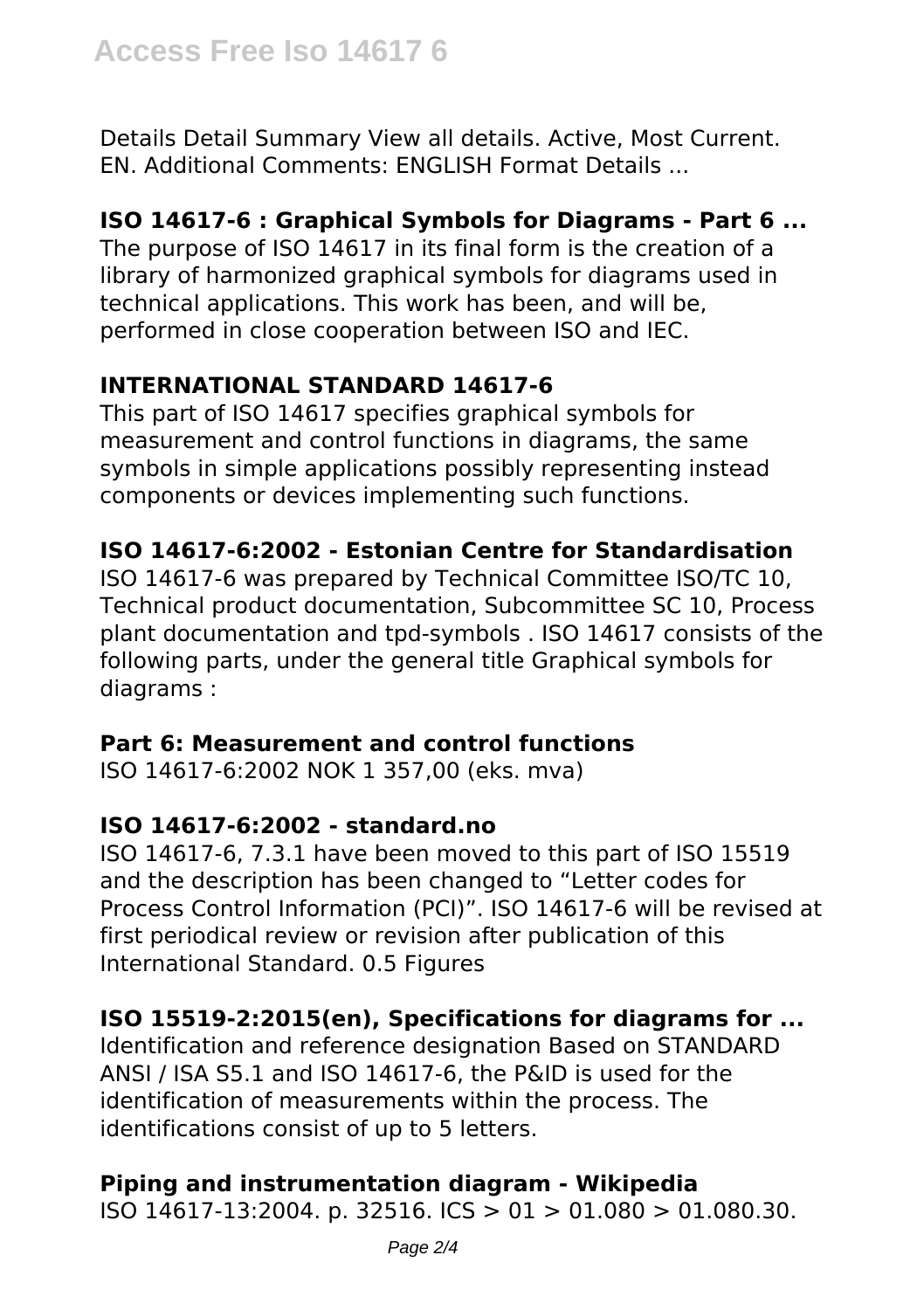Details Detail Summary View all details. Active, Most Current. EN. Additional Comments: ENGLISH Format Details ...

**ISO 14617-6 : Graphical Symbols for Diagrams - Part 6 ...**

The purpose of ISO 14617 in its final form is the creation of a library of harmonized graphical symbols for diagrams used in technical applications. This work has been, and will be, performed in close cooperation between ISO and IEC.

**INTERNATIONAL STANDARD 14617-6**

This part of ISO 14617 specifies graphical symbols for measurement and control functions in diagrams, the same symbols in simple applications possibly representing instead components or devices implementing such functions.

**ISO 14617-6:2002 - Estonian Centre for Standardisation**

ISO 14617-6 was prepared by Technical Committee ISO/TC 10, Technical product documentation, Subcommittee SC 10, Process plant documentation and tpd-symbols . ISO 14617 consists of the following parts, under the general title Graphical symbols for diagrams :

**Part 6: Measurement and control functions**

ISO 14617-6:2002 NOK 1 357,00 (eks. mva)

**ISO 14617-6:2002 - standard.no**

ISO 14617-6, 7.3.1 have been moved to this part of ISO 15519 and the description has been changed to "Letter codes for Process Control Information (PCI)". ISO 14617-6 will be revised at first periodical review or revision after publication of this International Standard. 0.5 Figures

**ISO 15519-2:2015(en), Specifications for diagrams for ...**

Identification and reference designation Based on STANDARD ANSI / ISA S5.1 and ISO 14617-6, the P&ID is used for the identification of measurements within the process. The identifications consist of up to 5 letters.

**Piping and instrumentation diagram - Wikipedia**

ISO 14617-13:2004. p. 32516. ICS > 01 > 01.080 > 01.080.30.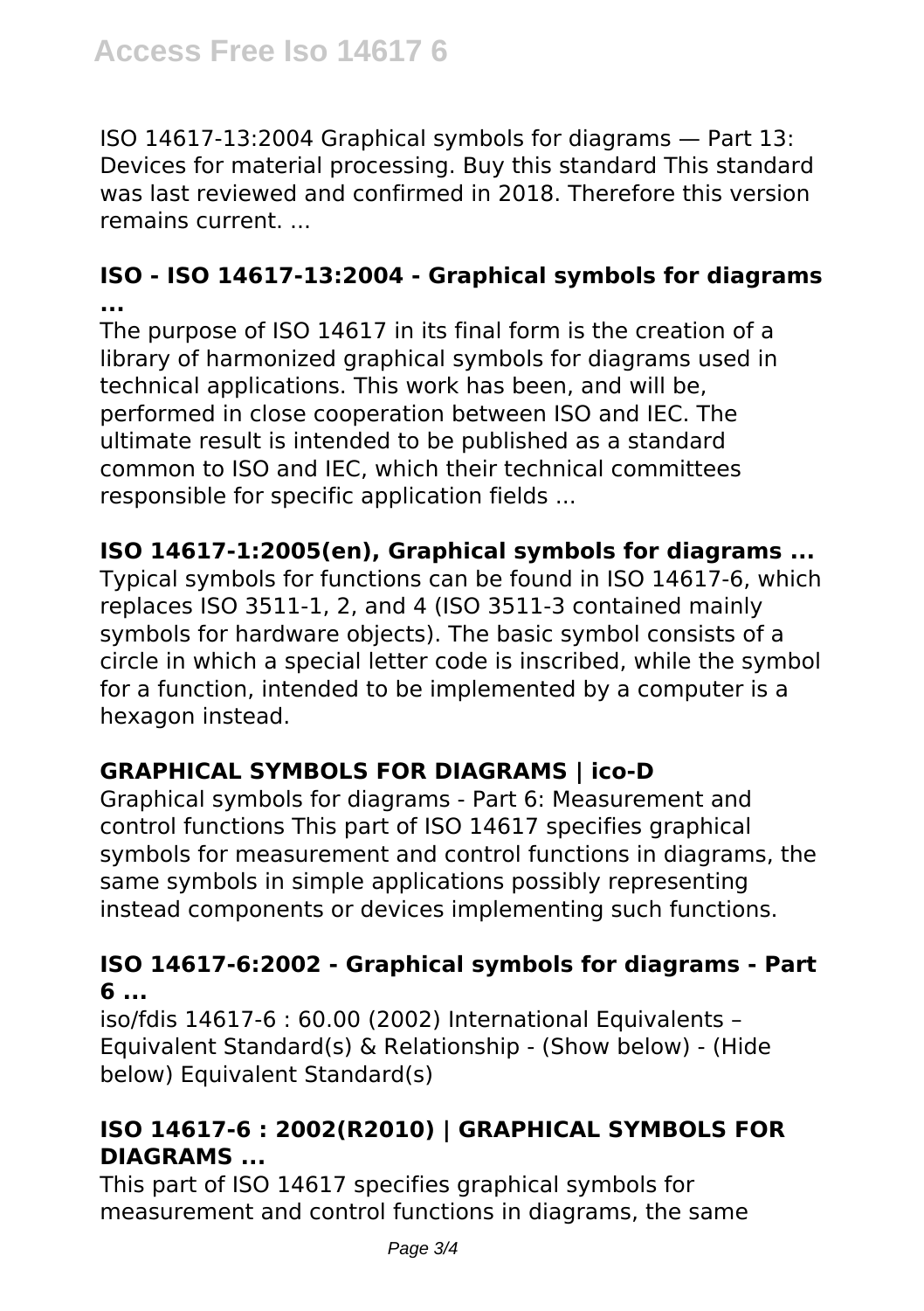ISO 14617-13:2004 Graphical symbols for diagrams — Part 13: Devices for material processing. Buy this standard This standard was last reviewed and confirmed in 2018. Therefore this version remains current. ...

### ISO - ISO 14617-13:2004 - Graphical symbols for diagrams ...

The purpose of ISO 14617 in its final form is the creation of a library of harmonized graphical symbols for diagrams used in technical applications. This work has been, and will be, performed in close cooperation between ISO and IEC. The ultimate result is intended to be published as a standard common to ISO and IEC, which their technical committees responsible for specific application fields ...

### ISO 14617-1:2005(en), Graphical symbols for diagrams ...

Typical symbols for functions can be found in ISO 14617-6, which replaces ISO 3511-1, 2, and 4 (ISO 3511-3 contained mainly symbols for hardware objects). The basic symbol consists of a circle in which a special letter code is inscribed, while the symbol for a function, intended to be implemented by a computer is a hexagon instead.

### GRAPHICAL SYMBOLS FOR DIAGRAMS | ico-D

Graphical symbols for diagrams - Part 6: Measurement and control functions This part of ISO 14617 specifies graphical symbols for measurement and control functions in diagrams, the same symbols in simple applications possibly representing instead components or devices implementing such functions.

### ISO 14617-6:2002 - Graphical symbols for diagrams - Part 6 ...

iso/fdis 14617-6 : 60.00 (2002) International Equivalents – Equivalent Standard(s) & Relationship - (Show below) - (Hide below) Equivalent Standard(s)

### ISO 14617-6 : 2002(R2010) | GRAPHICAL SYMBOLS FOR DIAGRAMS ...

This part of ISO 14617 specifies graphical symbols for measurement and control functions in diagrams, the same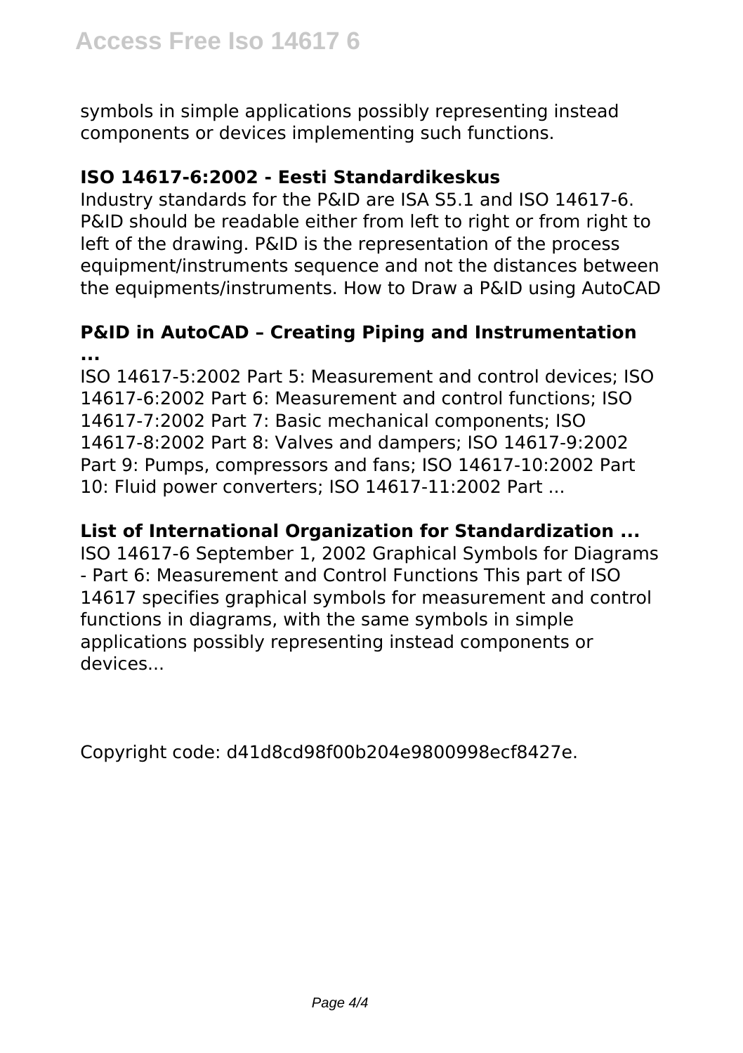symbols in simple applications possibly representing instead components or devices implementing such functions.

### ISO 14617-6:2002 - Eesti Standardikeskus

Industry standards for the P&ID are ISA S5.1 and ISO 14617-6. P&ID should be readable either from left to right or from right to left of the drawing. P&ID is the representation of the process equipment/instruments sequence and not the distances between the equipments/instruments. How to Draw a P&ID using AutoCAD

### P&ID in AutoCAD – Creating Piping and Instrumentation ...

ISO 14617-5:2002 Part 5: Measurement and control devices; ISO 14617-6:2002 Part 6: Measurement and control functions; ISO 14617-7:2002 Part 7: Basic mechanical components; ISO 14617-8:2002 Part 8: Valves and dampers; ISO 14617-9:2002 Part 9: Pumps, compressors and fans; ISO 14617-10:2002 Part 10: Fluid power converters; ISO 14617-11:2002 Part ...

### List of International Organization for Standardization ...

ISO 14617-6 September 1, 2002 Graphical Symbols for Diagrams - Part 6: Measurement and Control Functions This part of ISO 14617 specifies graphical symbols for measurement and control functions in diagrams, with the same symbols in simple applications possibly representing instead components or devices...

Copyright code: d41d8cd98f00b204e9800998ecf8427e.